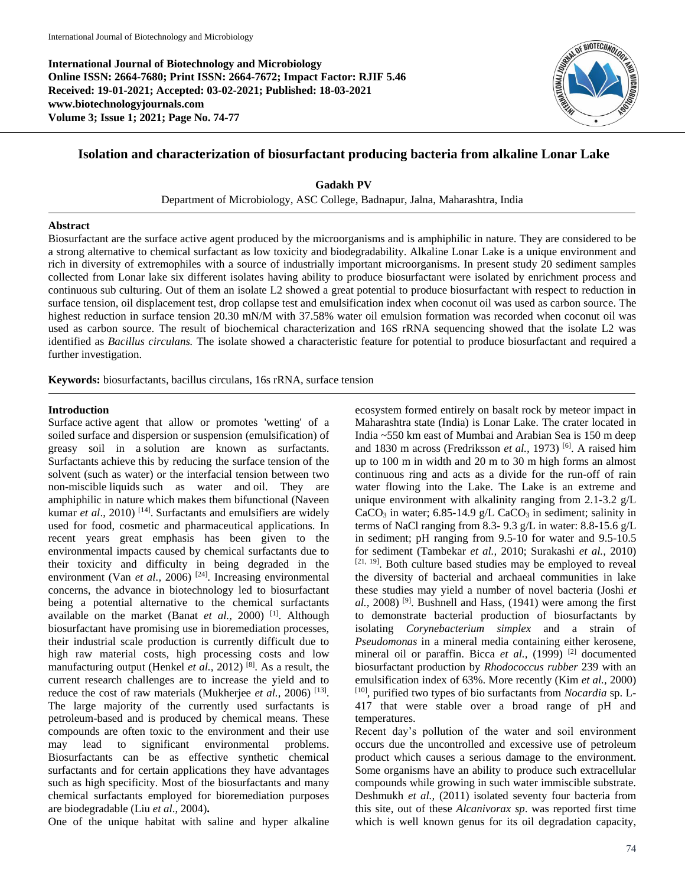International Journal of Biotechnology and Microbiology
**International Journal of Biotechnology and Microbiology**
**Online ISSN: 2664-7680; Print ISSN: 2664-7672; Impact Factor: RJIF 5.46**
**Received: 19-01-2021; Accepted: 03-02-2021; Published: 18-03-2021**
**www.biotechnologyjournals.com**
**Volume 3; Issue 1; 2021; Page No. 74-77**

# Isolation and characterization of biosurfactant producing bacteria from alkaline Lonar Lake

**Gadakh PV**

Department of Microbiology, ASC College, Badnapur, Jalna, Maharashtra, India

## Abstract

Biosurfactant are the surface active agent produced by the microorganisms and is amphiphilic in nature. They are considered to be a strong alternative to chemical surfactant as low toxicity and biodegradability. Alkaline Lonar Lake is a unique environment and rich in diversity of extremophiles with a source of industrially important microorganisms. In present study 20 sediment samples collected from Lonar lake six different isolates having ability to produce biosurfactant were isolated by enrichment process and continuous sub culturing. Out of them an isolate L2 showed a great potential to produce biosurfactant with respect to reduction in surface tension, oil displacement test, drop collapse test and emulsification index when coconut oil was used as carbon source. The highest reduction in surface tension 20.30 mN/M with 37.58% water oil emulsion formation was recorded when coconut oil was used as carbon source. The result of biochemical characterization and 16S rRNA sequencing showed that the isolate L2 was identified as *Bacillus circulans.* The isolate showed a characteristic feature for potential to produce biosurfactant and required a further investigation.

**Keywords:** biosurfactants, bacillus circulans, 16s rRNA, surface tension

## Introduction

Surface active agent that allow or promotes 'wetting' of a soiled surface and dispersion or suspension (emulsification) of greasy soil in a solution are known as surfactants. Surfactants achieve this by reducing the surface tension of the solvent (such as water) or the interfacial tension between two non-miscible liquids such as water and oil. They are amphiphilic in nature which makes them bifunctional (Naveen kumar *et al*., 2010) [14]. Surfactants and emulsifiers are widely used for food, cosmetic and pharmaceutical applications. In recent years great emphasis has been given to the environmental impacts caused by chemical surfactants due to their toxicity and difficulty in being degraded in the environment (Van *et al.,* 2006) [24]. Increasing environmental concerns, the advance in biotechnology led to biosurfactant being a potential alternative to the chemical surfactants available on the market (Banat *et al.,* 2000) [1]. Although biosurfactant have promising use in bioremediation processes, their industrial scale production is currently difficult due to high raw material costs, high processing costs and low manufacturing output (Henkel *et al.,* 2012) [8]. As a result, the current research challenges are to increase the yield and to reduce the cost of raw materials (Mukherjee *et al.,* 2006) [13]. The large majority of the currently used surfactants is petroleum-based and is produced by chemical means. These compounds are often toxic to the environment and their use may lead to significant environmental problems. Biosurfactants can be as effective synthetic chemical surfactants and for certain applications they have advantages such as high specificity. Most of the biosurfactants and many chemical surfactants employed for bioremediation purposes are biodegradable (Liu *et al*., 2004)**.**

One of the unique habitat with saline and hyper alkaline ecosystem formed entirely on basalt rock by meteor impact in Maharashtra state (India) is Lonar Lake. The crater located in India ~550 km east of Mumbai and Arabian Sea is 150 m deep and 1830 m across (Fredriksson *et al.,* 1973) [6]. A raised him up to 100 m in width and 20 m to 30 m high forms an almost continuous ring and acts as a divide for the run-off of rain water flowing into the Lake. The Lake is an extreme and unique environment with alkalinity ranging from 2.1-3.2 g/L $CaCO_3$ in water; 6.85-14.9 g/L $CaCO_3$ in sediment; salinity in terms of NaCl ranging from 8.3- 9.3 g/L in water: 8.8-15.6 g/L in sediment; pH ranging from 9.5-10 for water and 9.5-10.5 for sediment (Tambekar *et al.,* 2010; Surakashi *et al.,* 2010) [21, 19]. Both culture based studies may be employed to reveal the diversity of bacterial and archaeal communities in lake these studies may yield a number of novel bacteria (Joshi *et al.,* 2008) [9]. Bushnell and Hass, (1941) were among the first to demonstrate bacterial production of biosurfactants by isolating *Corynebacterium simplex* and a strain of *Pseudomonas* in a mineral media containing either kerosene, mineral oil or paraffin. Bicca *et al.,* (1999) [2] documented biosurfactant production by *Rhodococcus rubber* 239 with an emulsification index of 63%. More recently (Kim *et al.,* 2000) [10], purified two types of bio surfactants from *Nocardia* sp. L-417 that were stable over a broad range of pH and temperatures.

Recent day's pollution of the water and soil environment occurs due the uncontrolled and excessive use of petroleum product which causes a serious damage to the environment. Some organisms have an ability to produce such extracellular compounds while growing in such water immiscible substrate. Deshmukh *et al.,* (2011) isolated seventy four bacteria from this site, out of these *Alcanivorax sp*. was reported first time which is well known genus for its oil degradation capacity,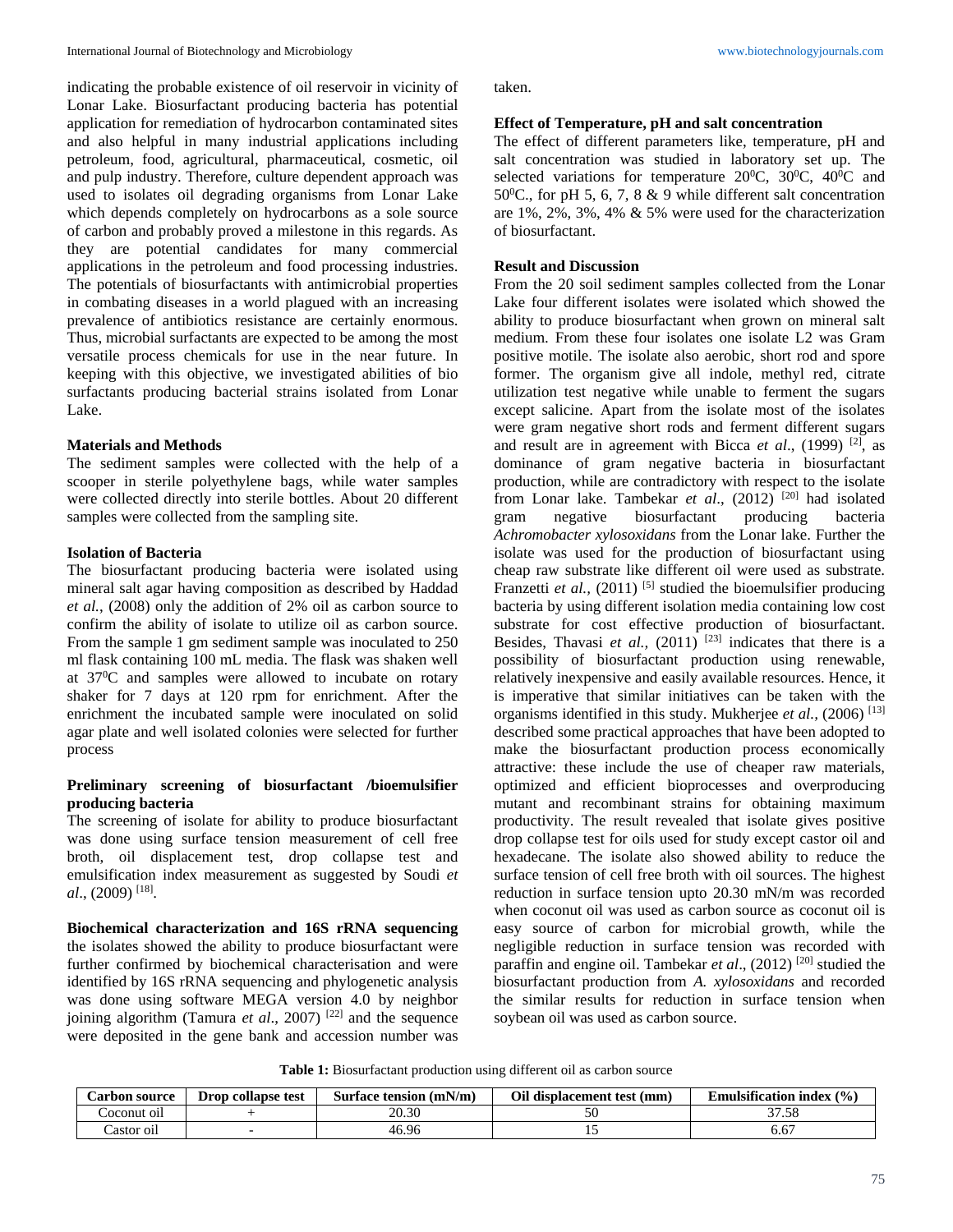indicating the probable existence of oil reservoir in vicinity of Lonar Lake. Biosurfactant producing bacteria has potential application for remediation of hydrocarbon contaminated sites and also helpful in many industrial applications including petroleum, food, agricultural, pharmaceutical, cosmetic, oil and pulp industry. Therefore, culture dependent approach was used to isolates oil degrading organisms from Lonar Lake which depends completely on hydrocarbons as a sole source of carbon and probably proved a milestone in this regards. As they are potential candidates for many commercial applications in the petroleum and food processing industries. The potentials of biosurfactants with antimicrobial properties in combating diseases in a world plagued with an increasing prevalence of antibiotics resistance are certainly enormous. Thus, microbial surfactants are expected to be among the most versatile process chemicals for use in the near future. In keeping with this objective, we investigated abilities of bio surfactants producing bacterial strains isolated from Lonar Lake.

## Materials and Methods

The sediment samples were collected with the help of a scooper in sterile polyethylene bags, while water samples were collected directly into sterile bottles. About 20 different samples were collected from the sampling site.

### Isolation of Bacteria

The biosurfactant producing bacteria were isolated using mineral salt agar having composition as described by Haddad *et al.*, (2008) only the addition of 2% oil as carbon source to confirm the ability of isolate to utilize oil as carbon source. From the sample 1 gm sediment sample was inoculated to 250 ml flask containing 100 mL media. The flask was shaken well at $37^0$C and samples were allowed to incubate on rotary shaker for 7 days at 120 rpm for enrichment. After the enrichment the incubated sample were inoculated on solid agar plate and well isolated colonies were selected for further process

### Preliminary screening of biosurfactant /bioemulsifier producing bacteria

The screening of isolate for ability to produce biosurfactant was done using surface tension measurement of cell free broth, oil displacement test, drop collapse test and emulsification index measurement as suggested by Soudi *et al*., (2009) [18].

### Biochemical characterization and 16S rRNA sequencing

the isolates showed the ability to produce biosurfactant were further confirmed by biochemical characterisation and were identified by 16S rRNA sequencing and phylogenetic analysis was done using software MEGA version 4.0 by neighbor joining algorithm (Tamura *et al*., 2007) [22] and the sequence were deposited in the gene bank and accession number was taken.

### Effect of Temperature, pH and salt concentration

The effect of different parameters like, temperature, pH and salt concentration was studied in laboratory set up. The selected variations for temperature $20^0$C, $30^0$C, $40^0$C and $50^0$C., for pH 5, 6, 7, 8 & 9 while different salt concentration are 1%, 2%, 3%, 4% & 5% were used for the characterization of biosurfactant.

## Result and Discussion

From the 20 soil sediment samples collected from the Lonar Lake four different isolates were isolated which showed the ability to produce biosurfactant when grown on mineral salt medium. From these four isolates one isolate L2 was Gram positive motile. The isolate also aerobic, short rod and spore former. The organism give all indole, methyl red, citrate utilization test negative while unable to ferment the sugars except salicine. Apart from the isolate most of the isolates were gram negative short rods and ferment different sugars and result are in agreement with Bicca *et al*., (1999) [2], as dominance of gram negative bacteria in biosurfactant production, while are contradictory with respect to the isolate from Lonar lake. Tambekar *et al*., (2012) [20] had isolated gram negative biosurfactant producing bacteria *Achromobacter xylosoxidans* from the Lonar lake. Further the isolate was used for the production of biosurfactant using cheap raw substrate like different oil were used as substrate. Franzetti *et al.,* (2011) [5] studied the bioemulsifier producing bacteria by using different isolation media containing low cost substrate for cost effective production of biosurfactant. Besides, Thavasi *et al.,* (2011) [23] indicates that there is a possibility of biosurfactant production using renewable, relatively inexpensive and easily available resources. Hence, it is imperative that similar initiatives can be taken with the organisms identified in this study. Mukherjee *et al.,* (2006) [13] described some practical approaches that have been adopted to make the biosurfactant production process economically attractive: these include the use of cheaper raw materials, optimized and efficient bioprocesses and overproducing mutant and recombinant strains for obtaining maximum productivity. The result revealed that isolate gives positive drop collapse test for oils used for study except castor oil and hexadecane. The isolate also showed ability to reduce the surface tension of cell free broth with oil sources. The highest reduction in surface tension upto 20.30 mN/m was recorded when coconut oil was used as carbon source as coconut oil is easy source of carbon for microbial growth, while the negligible reduction in surface tension was recorded with paraffin and engine oil. Tambekar *et al*., (2012) [20] studied the biosurfactant production from *A. xylosoxidans* and recorded the similar results for reduction in surface tension when soybean oil was used as carbon source.

**Table 1:** Biosurfactant production using different oil as carbon source

| Carbon source | Drop collapse test | Surface tension (mN/m) | Oil displacement test (mm) | Emulsification index (%) |
|---|---|---|---|---|
| Coconut oil | + | 20.30 | 50 | 37.58 |
| Castor oil | - | 46.96 | 15 | 6.67 |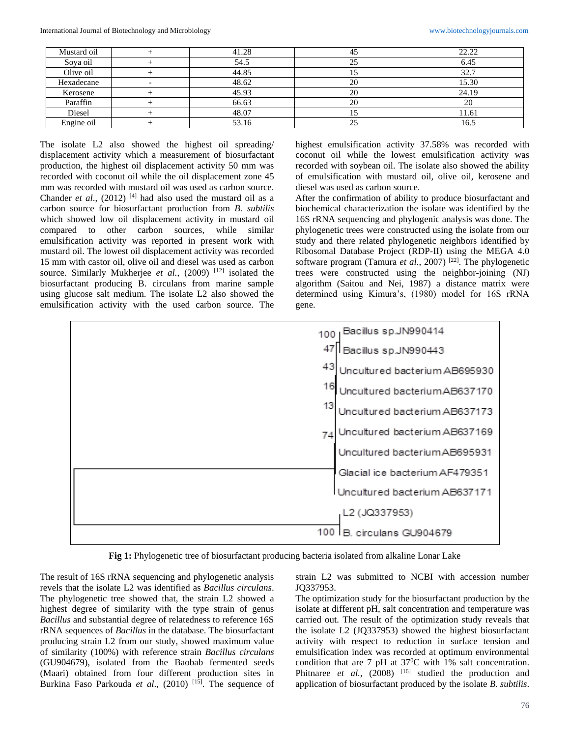| Mustard oil | + | 41.28 | 45 | 22.22 |
|---|---|---|---|---|
| Soya oil | + | 54.5 | 25 | 6.45 |
| Olive oil | + | 44.85 | 15 | 32.7 |
| Hexadecane | - | 48.62 | 20 | 15.30 |
| Kerosene | + | 45.93 | 20 | 24.19 |
| Paraffin | + | 66.63 | 20 | 20 |
| Diesel | + | 48.07 | 15 | 11.61 |
| Engine oil | + | 53.16 | 25 | 16.5 |

The isolate L2 also showed the highest oil spreading/ displacement activity which a measurement of biosurfactant production, the highest oil displacement activity 50 mm was recorded with coconut oil while the oil displacement zone 45 mm was recorded with mustard oil was used as carbon source. Chander *et al*., (2012) [4] had also used the mustard oil as a carbon source for biosurfactant production from *B. subtilis* which showed low oil displacement activity in mustard oil compared to other carbon sources, while similar emulsification activity was reported in present work with mustard oil. The lowest oil displacement activity was recorded 15 mm with castor oil, olive oil and diesel was used as carbon source. Similarly Mukherjee *et al.,* (2009) [12] isolated the biosurfactant producing B. circulans from marine sample using glucose salt medium. The isolate L2 also showed the emulsification activity with the used carbon source. The highest emulsification activity 37.58% was recorded with coconut oil while the lowest emulsification activity was recorded with soybean oil. The isolate also showed the ability of emulsification with mustard oil, olive oil, kerosene and diesel was used as carbon source.

After the confirmation of ability to produce biosurfactant and biochemical characterization the isolate was identified by the 16S rRNA sequencing and phylogenic analysis was done. The phylogenetic trees were constructed using the isolate from our study and there related phylogenetic neighbors identified by Ribosomal Database Project (RDP-II) using the MEGA 4.0 software program (Tamura *et al.,* 2007) [22]. The phylogenetic trees were constructed using the neighbor-joining (NJ) algorithm (Saitou and Nei, 1987) a distance matrix were determined using Kimura's, (1980) model for 16S rRNA gene.

**Fig 1:** Phylogenetic tree of biosurfactant producing bacteria isolated from alkaline Lonar Lake

The result of 16S rRNA sequencing and phylogenetic analysis revels that the isolate L2 was identified as *Bacillus circulans*. The phylogenetic tree showed that, the strain L2 showed a highest degree of similarity with the type strain of genus *Bacillus* and substantial degree of relatedness to reference 16S rRNA sequences of *Bacillus* in the database. The biosurfactant producing strain L2 from our study, showed maximum value of similarity (100%) with reference strain *Bacillus circulans* (GU904679), isolated from the Baobab fermented seeds (Maari) obtained from four different production sites in Burkina Faso Parkouda *et al*., (2010) [15]. The sequence of strain L2 was submitted to NCBI with accession number JQ337953.

The optimization study for the biosurfactant production by the isolate at different pH, salt concentration and temperature was carried out. The result of the optimization study reveals that the isolate L2 (JQ337953) showed the highest biosurfactant activity with respect to reduction in surface tension and emulsification index was recorded at optimum environmental condition that are 7 pH at 37$^0$C with 1% salt concentration. Phitnaree *et al.,* (2008) [16] studied the production and application of biosurfactant produced by the isolate *B. subtilis*.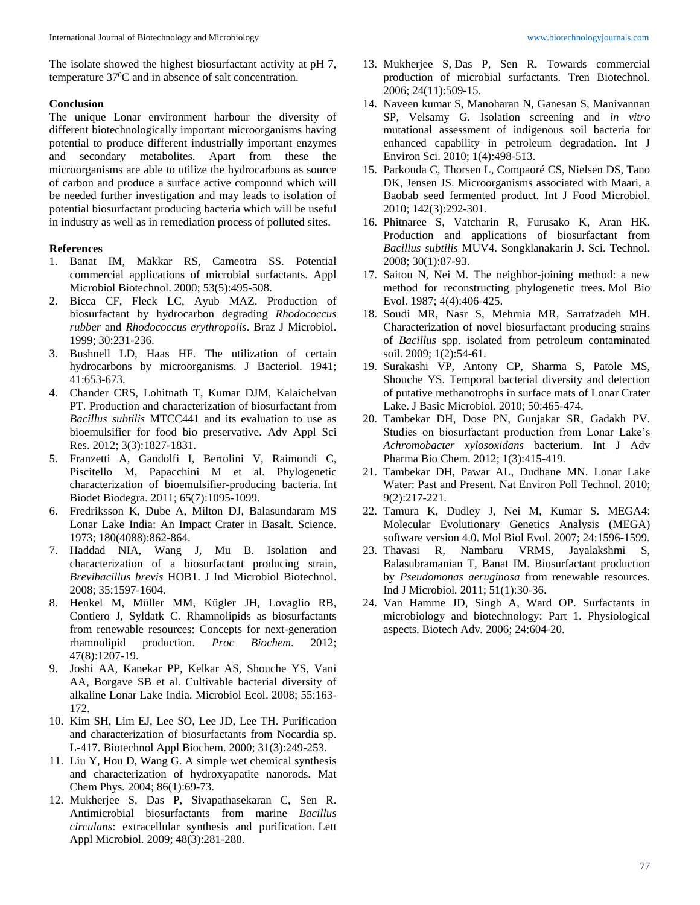The isolate showed the highest biosurfactant activity at pH 7, temperature 37$^0$C and in absence of salt concentration.

### Conclusion

The unique Lonar environment harbour the diversity of different biotechnologically important microorganisms having potential to produce different industrially important enzymes and secondary metabolites. Apart from these the microorganisms are able to utilize the hydrocarbons as source of carbon and produce a surface active compound which will be needed further investigation and may leads to isolation of potential biosurfactant producing bacteria which will be useful in industry as well as in remediation process of polluted sites.

### References

1. Banat IM, Makkar RS, Cameotra SS. Potential commercial applications of microbial surfactants. Appl Microbiol Biotechnol. 2000; 53(5):495-508.
2. Bicca CF, Fleck LC, Ayub MAZ. Production of biosurfactant by hydrocarbon degrading *Rhodococcus rubber* and *Rhodococcus erythropolis*. Braz J Microbiol. 1999; 30:231-236.
3. Bushnell LD, Haas HF. The utilization of certain hydrocarbons by microorganisms. J Bacteriol. 1941; 41:653-673.
4. Chander CRS, Lohitnath T, Kumar DJM, Kalaichelvan PT. Production and characterization of biosurfactant from *Bacillus subtilis* MTCC441 and its evaluation to use as bioemulsifier for food bio–preservative. Adv Appl Sci Res. 2012; 3(3):1827-1831.
5. Franzetti A, Gandolfi I, Bertolini V, Raimondi C, Piscitello M, Papacchini M et al. Phylogenetic characterization of bioemulsifier-producing bacteria. Int Biodet Biodegra. 2011; 65(7):1095-1099.
6. Fredriksson K, Dube A, Milton DJ, Balasundaram MS Lonar Lake India: An Impact Crater in Basalt. Science. 1973; 180(4088):862-864.
7. Haddad NIA, Wang J, Mu B. Isolation and characterization of a biosurfactant producing strain, *Brevibacillus brevis* HOB1. J Ind Microbiol Biotechnol. 2008; 35:1597-1604.
8. Henkel M, Müller MM, Kügler JH, Lovaglio RB, Contiero J, Syldatk C. Rhamnolipids as biosurfactants from renewable resources: Concepts for next-generation rhamnolipid production. *Proc Biochem*. 2012; 47(8):1207-19.
9. Joshi AA, Kanekar PP, Kelkar AS, Shouche YS, Vani AA, Borgave SB et al. Cultivable bacterial diversity of alkaline Lonar Lake India. Microbiol Ecol. 2008; 55:163-172.
10. Kim SH, Lim EJ, Lee SO, Lee JD, Lee TH. Purification and characterization of biosurfactants from Nocardia sp. L-417. Biotechnol Appl Biochem. 2000; 31(3):249-253.
11. Liu Y, Hou D, Wang G. A simple wet chemical synthesis and characterization of hydroxyapatite nanorods. Mat Chem Phys. 2004; 86(1):69-73.
12. Mukherjee S, Das P, Sivapathasekaran C, Sen R. Antimicrobial biosurfactants from marine *Bacillus circulans*: extracellular synthesis and purification. Lett Appl Microbiol. 2009; 48(3):281-288.
13. Mukherjee S, Das P, Sen R. Towards commercial production of microbial surfactants. Tren Biotechnol. 2006; 24(11):509-15.
14. Naveen kumar S, Manoharan N, Ganesan S, Manivannan SP, Velsamy G. Isolation screening and *in vitro* mutational assessment of indigenous soil bacteria for enhanced capability in petroleum degradation. Int J Environ Sci. 2010; 1(4):498-513.
15. Parkouda C, Thorsen L, Compaoré CS, Nielsen DS, Tano DK, Jensen JS. Microorganisms associated with Maari, a Baobab seed fermented product. Int J Food Microbiol. 2010; 142(3):292-301.
16. Phitnaree S, Vatcharin R, Furusako K, Aran HK. Production and applications of biosurfactant from *Bacillus subtilis* MUV4. Songklanakarin J. Sci. Technol. 2008; 30(1):87-93.
17. Saitou N, Nei M. The neighbor-joining method: a new method for reconstructing phylogenetic trees. Mol Bio Evol. 1987; 4(4):406-425.
18. Soudi MR, Nasr S, Mehrnia MR, Sarrafzadeh MH. Characterization of novel biosurfactant producing strains of *Bacillus* spp. isolated from petroleum contaminated soil. 2009; 1(2):54-61.
19. Surakashi VP, Antony CP, Sharma S, Patole MS, Shouche YS. Temporal bacterial diversity and detection of putative methanotrophs in surface mats of Lonar Crater Lake. J Basic Microbiol. 2010; 50:465-474.
20. Tambekar DH, Dose PN, Gunjakar SR, Gadakh PV. Studies on biosurfactant production from Lonar Lake's *Achromobacter xylosoxidans* bacterium. Int J Adv Pharma Bio Chem. 2012; 1(3):415-419.
21. Tambekar DH, Pawar AL, Dudhane MN. Lonar Lake Water: Past and Present. Nat Environ Poll Technol. 2010; 9(2):217-221.
22. Tamura K, Dudley J, Nei M, Kumar S. MEGA4: Molecular Evolutionary Genetics Analysis (MEGA) software version 4.0. Mol Biol Evol. 2007; 24:1596-1599.
23. Thavasi R, Nambaru VRMS, Jayalakshmi S, Balasubramanian T, Banat IM. Biosurfactant production by *Pseudomonas aeruginosa* from renewable resources. Ind J Microbiol. 2011; 51(1):30-36.
24. Van Hamme JD, Singh A, Ward OP. Surfactants in microbiology and biotechnology: Part 1. Physiological aspects. Biotech Adv. 2006; 24:604-20.